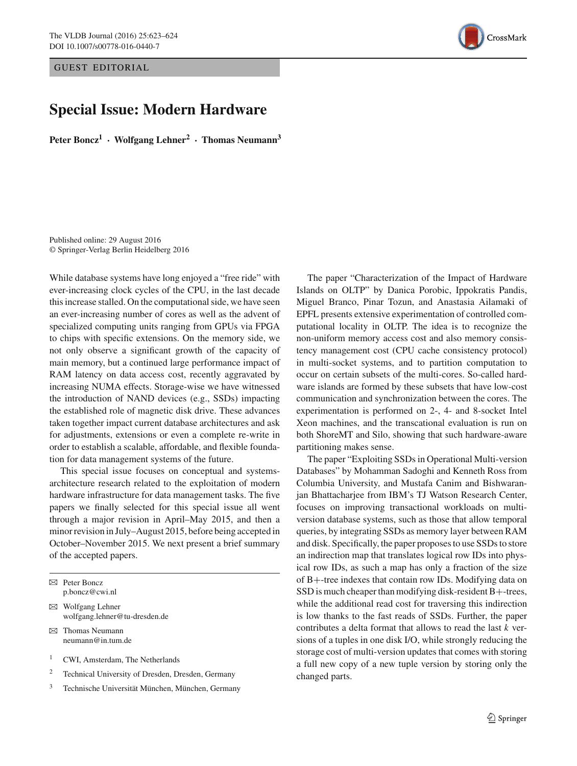GUEST EDITORIAL

# Special Issue: Modern Hardware

**Peter Boncz[1] · Wolfgang Lehner[2] · Thomas Neumann[3]**

Published online: 29 August 2016
© Springer-Verlag Berlin Heidelberg 2016

While database systems have long enjoyed a "free ride" with ever-increasing clock cycles of the CPU, in the last decade this increase stalled. On the computational side, we have seen an ever-increasing number of cores as well as the advent of specialized computing units ranging from GPUs via FPGA to chips with specific extensions. On the memory side, we not only observe a significant growth of the capacity of main memory, but a continued large performance impact of RAM latency on data access cost, recently aggravated by increasing NUMA effects. Storage-wise we have witnessed the introduction of NAND devices (e.g., SSDs) impacting the established role of magnetic disk drive. These advances taken together impact current database architectures and ask for adjustments, extensions or even a complete re-write in order to establish a scalable, affordable, and flexible foundation for data management systems of the future.

This special issue focuses on conceptual and systems-architecture research related to the exploitation of modern hardware infrastructure for data management tasks. The five papers we finally selected for this special issue all went through a major revision in April–May 2015, and then a minor revision in July–August 2015, before being accepted in October–November 2015. We next present a brief summary of the accepted papers.

✉ Peter Boncz
p.boncz@cwi.nl

✉ Wolfgang Lehner
wolfgang.lehner@tu-dresden.de

✉ Thomas Neumann
neumann@in.tum.de

[1] CWI, Amsterdam, The Netherlands

[2] Technical University of Dresden, Dresden, Germany

[3] Technische Universität München, München, Germany

The paper "Characterization of the Impact of Hardware Islands on OLTP" by Danica Porobic, Ippokratis Pandis, Miguel Branco, Pinar Tozun, and Anastasia Ailamaki of EPFL presents extensive experimentation of controlled computational locality in OLTP. The idea is to recognize the non-uniform memory access cost and also memory consistency management cost (CPU cache consistency protocol) in multi-socket systems, and to partition computation to occur on certain subsets of the multi-cores. So-called hardware islands are formed by these subsets that have low-cost communication and synchronization between the cores. The experimentation is performed on 2-, 4- and 8-socket Intel Xeon machines, and the transcational evaluation is run on both ShoreMT and Silo, showing that such hardware-aware partitioning makes sense.

The paper "Exploiting SSDs in Operational Multi-version Databases" by Mohamman Sadoghi and Kenneth Ross from Columbia University, and Mustafa Canim and Bishwaranjan Bhattacharjee from IBM's TJ Watson Research Center, focuses on improving transactional workloads on multi-version database systems, such as those that allow temporal queries, by integrating SSDs as memory layer between RAM and disk. Specifically, the paper proposes to use SSDs to store an indirection map that translates logical row IDs into physical row IDs, as such a map has only a fraction of the size of B+-tree indexes that contain row IDs. Modifying data on SSD is much cheaper than modifying disk-resident B+-trees, while the additional read cost for traversing this indirection is low thanks to the fast reads of SSDs. Further, the paper contributes a delta format that allows to read the last $k$ versions of a tuples in one disk I/O, while strongly reducing the storage cost of multi-version updates that comes with storing a full new copy of a new tuple version by storing only the changed parts.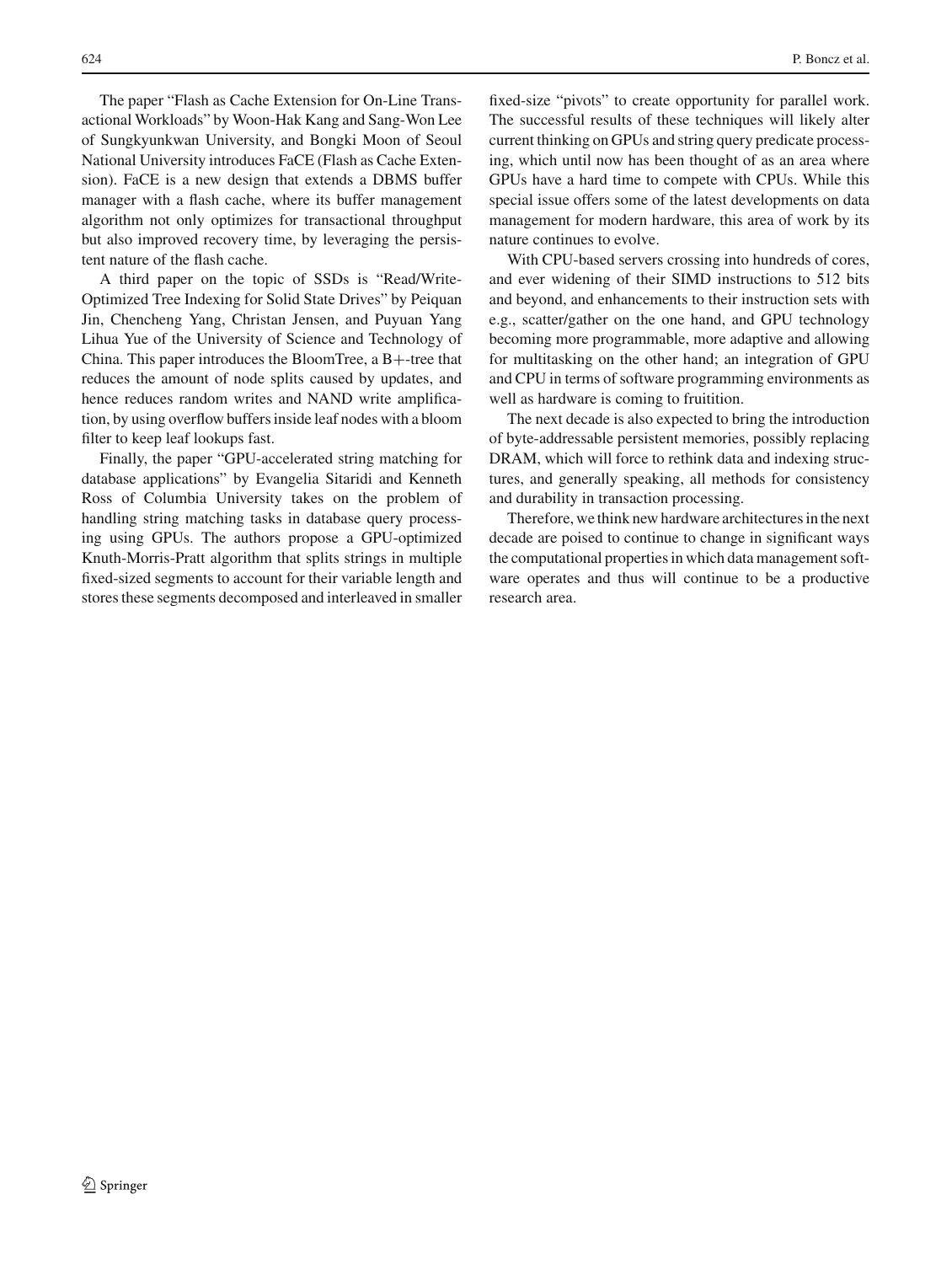The paper "Flash as Cache Extension for On-Line Transactional Workloads" by Woon-Hak Kang and Sang-Won Lee of Sungkyunkwan University, and Bongki Moon of Seoul National University introduces FaCE (Flash as Cache Extension). FaCE is a new design that extends a DBMS buffer manager with a flash cache, where its buffer management algorithm not only optimizes for transactional throughput but also improved recovery time, by leveraging the persistent nature of the flash cache.

A third paper on the topic of SSDs is "Read/Write-Optimized Tree Indexing for Solid State Drives" by Peiquan Jin, Chencheng Yang, Christan Jensen, and Puyuan Yang Lihua Yue of the University of Science and Technology of China. This paper introduces the BloomTree, a B+-tree that reduces the amount of node splits caused by updates, and hence reduces random writes and NAND write amplification, by using overflow buffers inside leaf nodes with a bloom filter to keep leaf lookups fast.

Finally, the paper "GPU-accelerated string matching for database applications" by Evangelia Sitaridi and Kenneth Ross of Columbia University takes on the problem of handling string matching tasks in database query processing using GPUs. The authors propose a GPU-optimized Knuth-Morris-Pratt algorithm that splits strings in multiple fixed-sized segments to account for their variable length and stores these segments decomposed and interleaved in smaller fixed-size "pivots" to create opportunity for parallel work. The successful results of these techniques will likely alter current thinking on GPUs and string query predicate processing, which until now has been thought of as an area where GPUs have a hard time to compete with CPUs. While this special issue offers some of the latest developments on data management for modern hardware, this area of work by its nature continues to evolve.

With CPU-based servers crossing into hundreds of cores, and ever widening of their SIMD instructions to 512 bits and beyond, and enhancements to their instruction sets with e.g., scatter/gather on the one hand, and GPU technology becoming more programmable, more adaptive and allowing for multitasking on the other hand; an integration of GPU and CPU in terms of software programming environments as well as hardware is coming to fruitition.

The next decade is also expected to bring the introduction of byte-addressable persistent memories, possibly replacing DRAM, which will force to rethink data and indexing structures, and generally speaking, all methods for consistency and durability in transaction processing.

Therefore, we think new hardware architectures in the next decade are poised to continue to change in significant ways the computational properties in which data management software operates and thus will continue to be a productive research area.